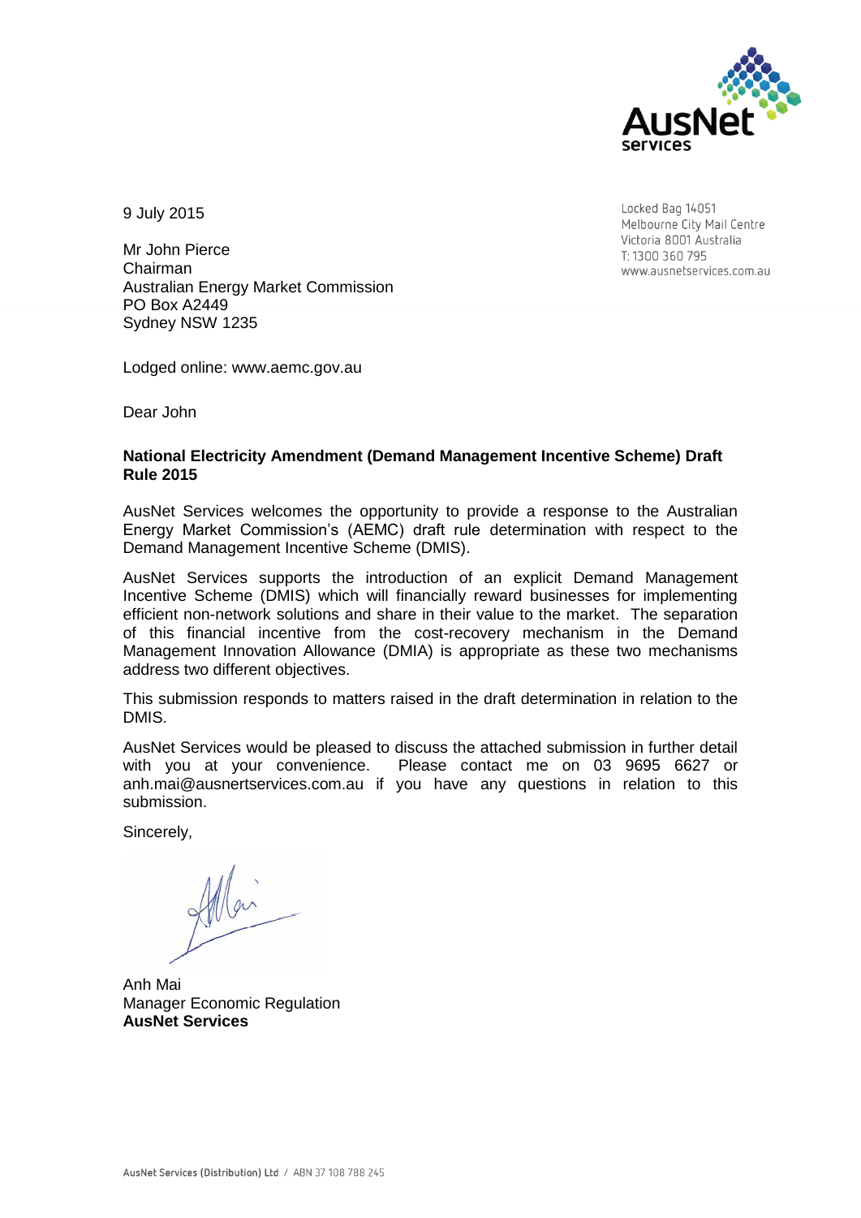9 July 2015

Locked Bag 14051
Melbourne City Mail Centre
Victoria 8001 Australia
T: 1300 360 795
www.ausnetservices.com.au

Mr John Pierce
Chairman
Australian Energy Market Commission
PO Box A2449
Sydney NSW 1235

Lodged online: www.aemc.gov.au

Dear John

**National Electricity Amendment (Demand Management Incentive Scheme) Draft Rule 2015**

AusNet Services welcomes the opportunity to provide a response to the Australian Energy Market Commission's (AEMC) draft rule determination with respect to the Demand Management Incentive Scheme (DMIS).

AusNet Services supports the introduction of an explicit Demand Management Incentive Scheme (DMIS) which will financially reward businesses for implementing efficient non-network solutions and share in their value to the market. The separation of this financial incentive from the cost-recovery mechanism in the Demand Management Innovation Allowance (DMIA) is appropriate as these two mechanisms address two different objectives.

This submission responds to matters raised in the draft determination in relation to the DMIS.

AusNet Services would be pleased to discuss the attached submission in further detail with you at your convenience. Please contact me on 03 9695 6627 or anh.mai@ausnertservices.com.au if you have any questions in relation to this submission.

Sincerely,

Anh Mai
Manager Economic Regulation
**AusNet Services**

AusNet Services (Distribution) Ltd / ABN 37 108 788 245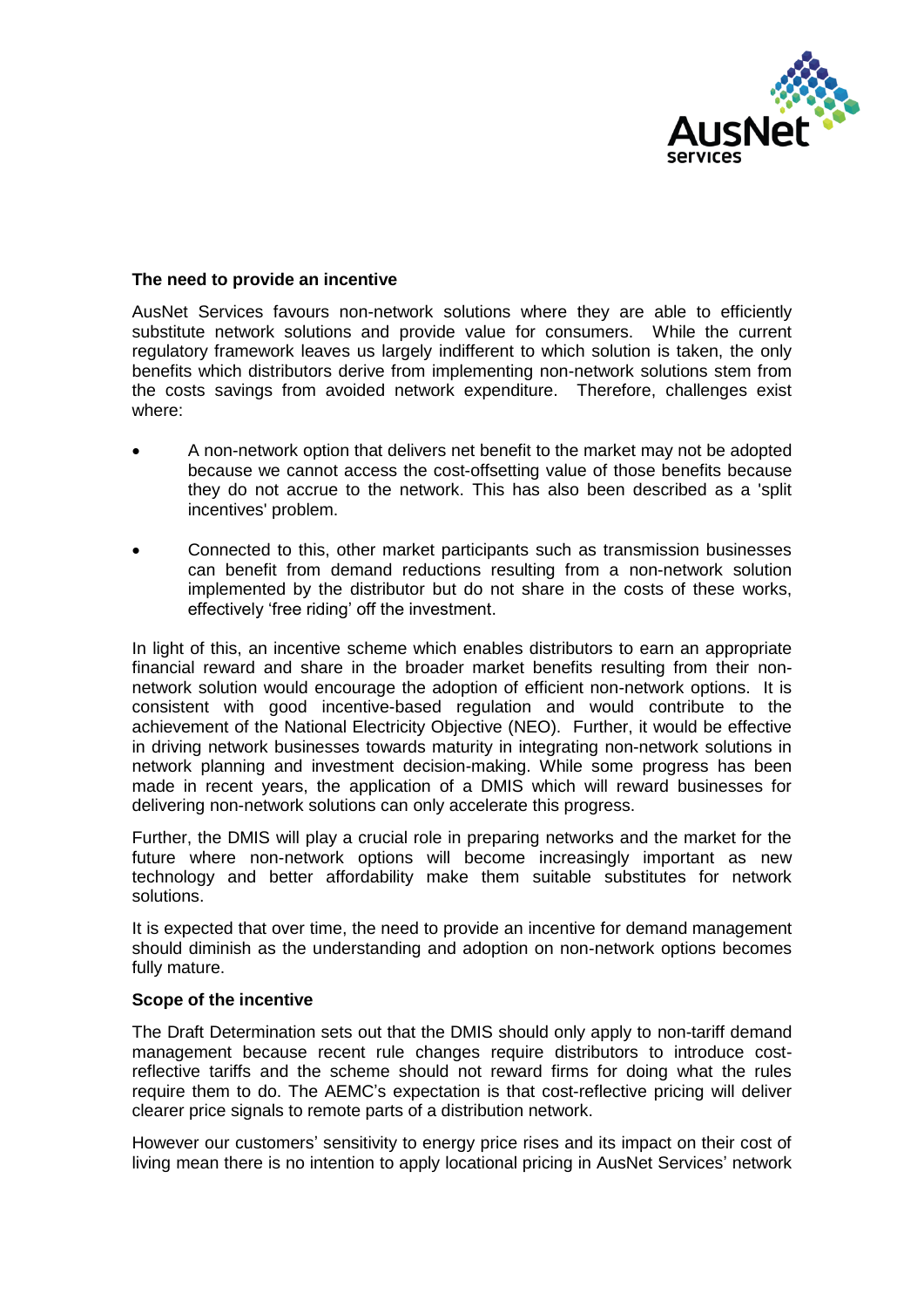**The need to provide an incentive**

AusNet Services favours non-network solutions where they are able to efficiently substitute network solutions and provide value for consumers. While the current regulatory framework leaves us largely indifferent to which solution is taken, the only benefits which distributors derive from implementing non-network solutions stem from the costs savings from avoided network expenditure. Therefore, challenges exist where:

- A non-network option that delivers net benefit to the market may not be adopted because we cannot access the cost-offsetting value of those benefits because they do not accrue to the network. This has also been described as a 'split incentives' problem.
- Connected to this, other market participants such as transmission businesses can benefit from demand reductions resulting from a non-network solution implemented by the distributor but do not share in the costs of these works, effectively 'free riding' off the investment.

In light of this, an incentive scheme which enables distributors to earn an appropriate financial reward and share in the broader market benefits resulting from their non-network solution would encourage the adoption of efficient non-network options. It is consistent with good incentive-based regulation and would contribute to the achievement of the National Electricity Objective (NEO). Further, it would be effective in driving network businesses towards maturity in integrating non-network solutions in network planning and investment decision-making. While some progress has been made in recent years, the application of a DMIS which will reward businesses for delivering non-network solutions can only accelerate this progress.

Further, the DMIS will play a crucial role in preparing networks and the market for the future where non-network options will become increasingly important as new technology and better affordability make them suitable substitutes for network solutions.

It is expected that over time, the need to provide an incentive for demand management should diminish as the understanding and adoption on non-network options becomes fully mature.

**Scope of the incentive**

The Draft Determination sets out that the DMIS should only apply to non-tariff demand management because recent rule changes require distributors to introduce cost-reflective tariffs and the scheme should not reward firms for doing what the rules require them to do. The AEMC's expectation is that cost-reflective pricing will deliver clearer price signals to remote parts of a distribution network.

However our customers' sensitivity to energy price rises and its impact on their cost of living mean there is no intention to apply locational pricing in AusNet Services' network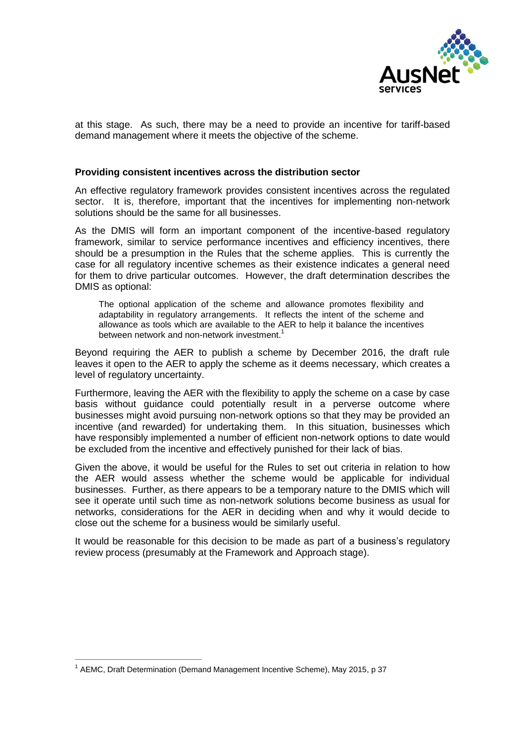at this stage. As such, there may be a need to provide an incentive for tariff-based demand management where it meets the objective of the scheme.

**Providing consistent incentives across the distribution sector**

An effective regulatory framework provides consistent incentives across the regulated sector. It is, therefore, important that the incentives for implementing non-network solutions should be the same for all businesses.

As the DMIS will form an important component of the incentive-based regulatory framework, similar to service performance incentives and efficiency incentives, there should be a presumption in the Rules that the scheme applies. This is currently the case for all regulatory incentive schemes as their existence indicates a general need for them to drive particular outcomes. However, the draft determination describes the DMIS as optional:

> The optional application of the scheme and allowance promotes flexibility and adaptability in regulatory arrangements. It reflects the intent of the scheme and allowance as tools which are available to the AER to help it balance the incentives between network and non-network investment.[1]

Beyond requiring the AER to publish a scheme by December 2016, the draft rule leaves it open to the AER to apply the scheme as it deems necessary, which creates a level of regulatory uncertainty.

Furthermore, leaving the AER with the flexibility to apply the scheme on a case by case basis without guidance could potentially result in a perverse outcome where businesses might avoid pursuing non-network options so that they may be provided an incentive (and rewarded) for undertaking them. In this situation, businesses which have responsibly implemented a number of efficient non-network options to date would be excluded from the incentive and effectively punished for their lack of bias.

Given the above, it would be useful for the Rules to set out criteria in relation to how the AER would assess whether the scheme would be applicable for individual businesses. Further, as there appears to be a temporary nature to the DMIS which will see it operate until such time as non-network solutions become business as usual for networks, considerations for the AER in deciding when and why it would decide to close out the scheme for a business would be similarly useful.

It would be reasonable for this decision to be made as part of a business's regulatory review process (presumably at the Framework and Approach stage).

---

[1] AEMC, Draft Determination (Demand Management Incentive Scheme), May 2015, p 37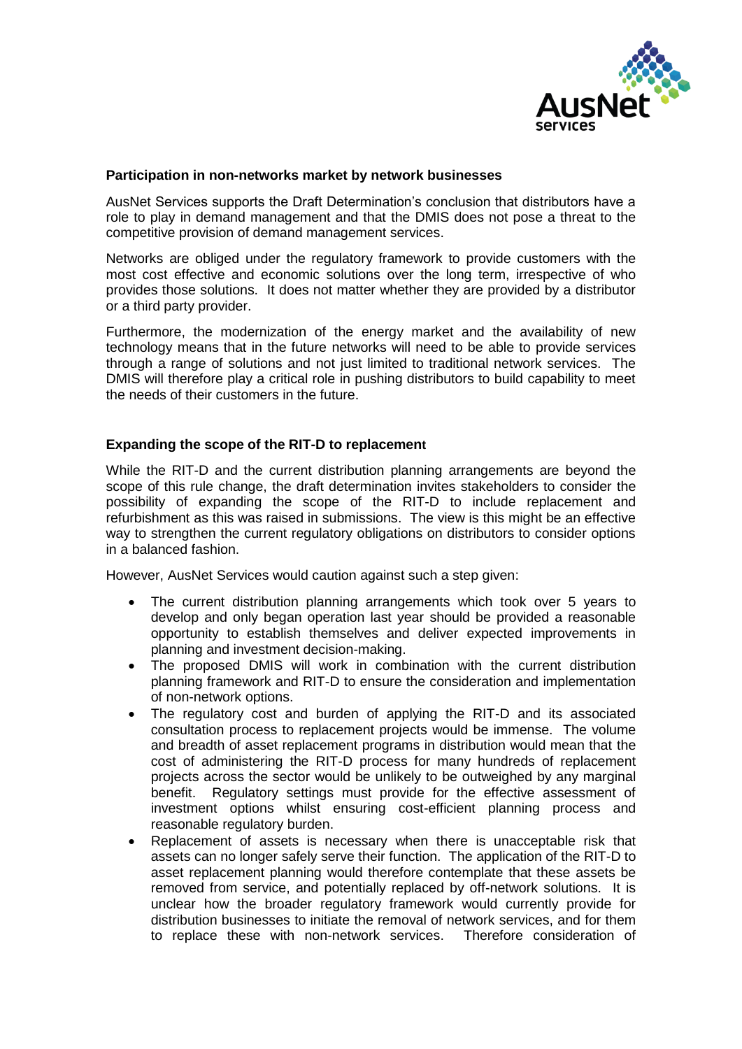**Participation in non-networks market by network businesses**

AusNet Services supports the Draft Determination's conclusion that distributors have a role to play in demand management and that the DMIS does not pose a threat to the competitive provision of demand management services.

Networks are obliged under the regulatory framework to provide customers with the most cost effective and economic solutions over the long term, irrespective of who provides those solutions. It does not matter whether they are provided by a distributor or a third party provider.

Furthermore, the modernization of the energy market and the availability of new technology means that in the future networks will need to be able to provide services through a range of solutions and not just limited to traditional network services. The DMIS will therefore play a critical role in pushing distributors to build capability to meet the needs of their customers in the future.

**Expanding the scope of the RIT-D to replacement**

While the RIT-D and the current distribution planning arrangements are beyond the scope of this rule change, the draft determination invites stakeholders to consider the possibility of expanding the scope of the RIT-D to include replacement and refurbishment as this was raised in submissions. The view is this might be an effective way to strengthen the current regulatory obligations on distributors to consider options in a balanced fashion.

However, AusNet Services would caution against such a step given:

- The current distribution planning arrangements which took over 5 years to develop and only began operation last year should be provided a reasonable opportunity to establish themselves and deliver expected improvements in planning and investment decision-making.
- The proposed DMIS will work in combination with the current distribution planning framework and RIT-D to ensure the consideration and implementation of non-network options.
- The regulatory cost and burden of applying the RIT-D and its associated consultation process to replacement projects would be immense. The volume and breadth of asset replacement programs in distribution would mean that the cost of administering the RIT-D process for many hundreds of replacement projects across the sector would be unlikely to be outweighed by any marginal benefit. Regulatory settings must provide for the effective assessment of investment options whilst ensuring cost-efficient planning process and reasonable regulatory burden.
- Replacement of assets is necessary when there is unacceptable risk that assets can no longer safely serve their function. The application of the RIT-D to asset replacement planning would therefore contemplate that these assets be removed from service, and potentially replaced by off-network solutions. It is unclear how the broader regulatory framework would currently provide for distribution businesses to initiate the removal of network services, and for them to replace these with non-network services. Therefore consideration of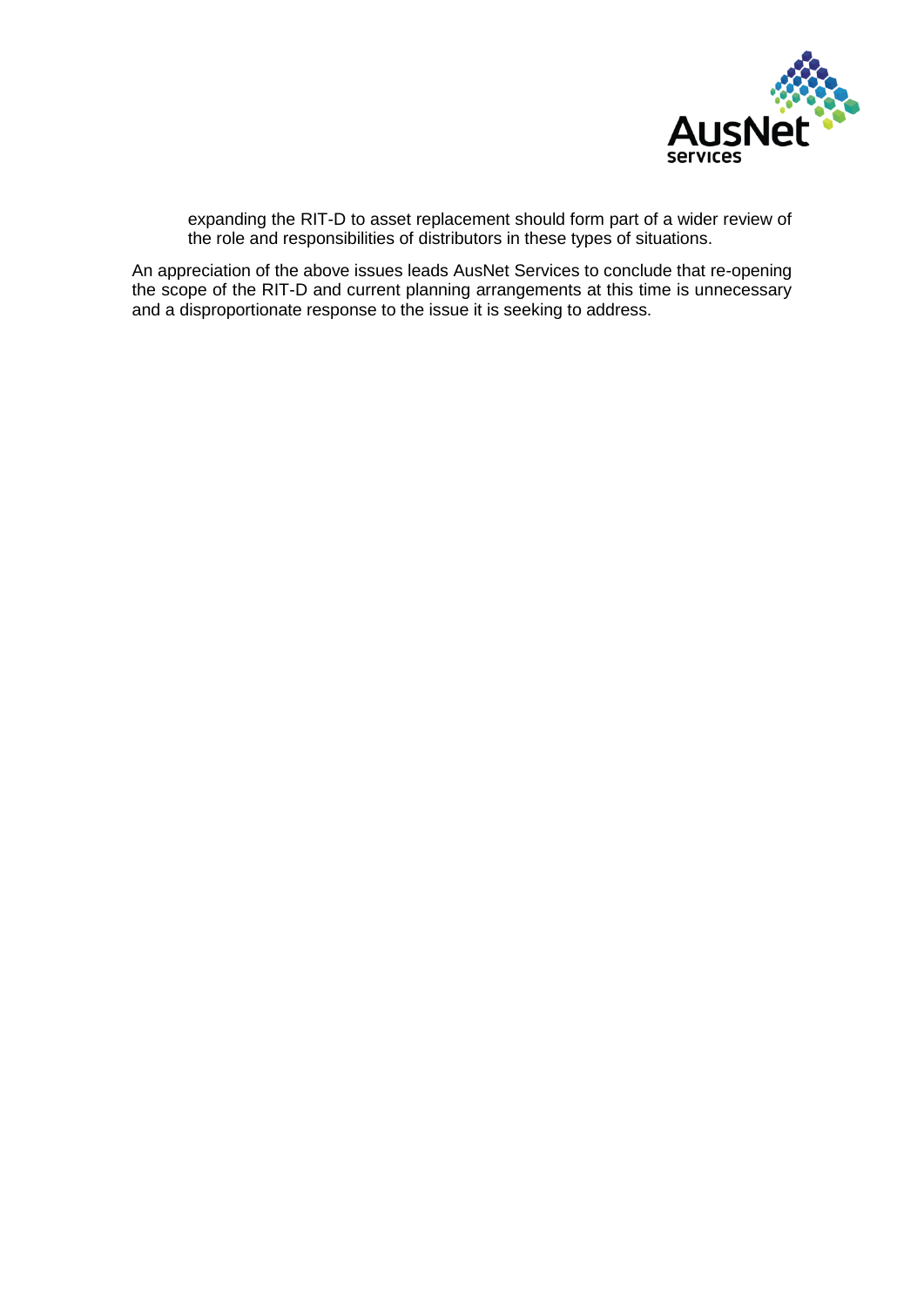expanding the RIT-D to asset replacement should form part of a wider review of the role and responsibilities of distributors in these types of situations.

An appreciation of the above issues leads AusNet Services to conclude that re-opening the scope of the RIT-D and current planning arrangements at this time is unnecessary and a disproportionate response to the issue it is seeking to address.